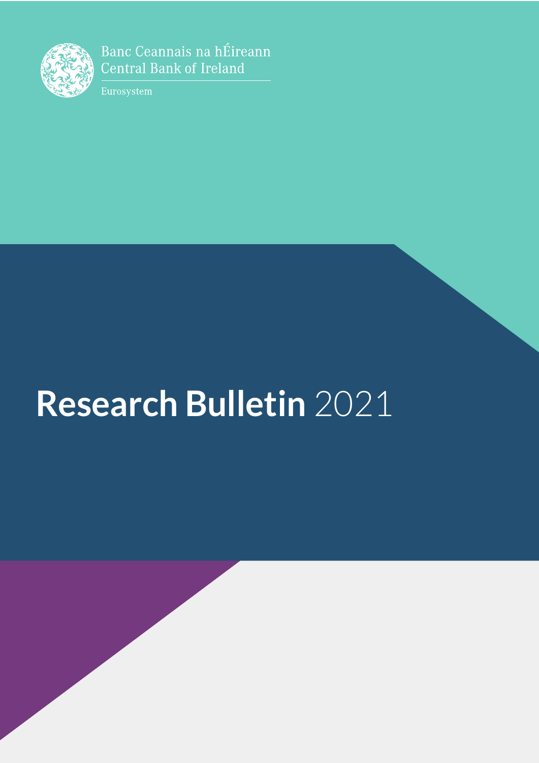Banc Ceannais na hÉireann
Central Bank of Ireland

Eurosystem

# **Research Bulletin** 2021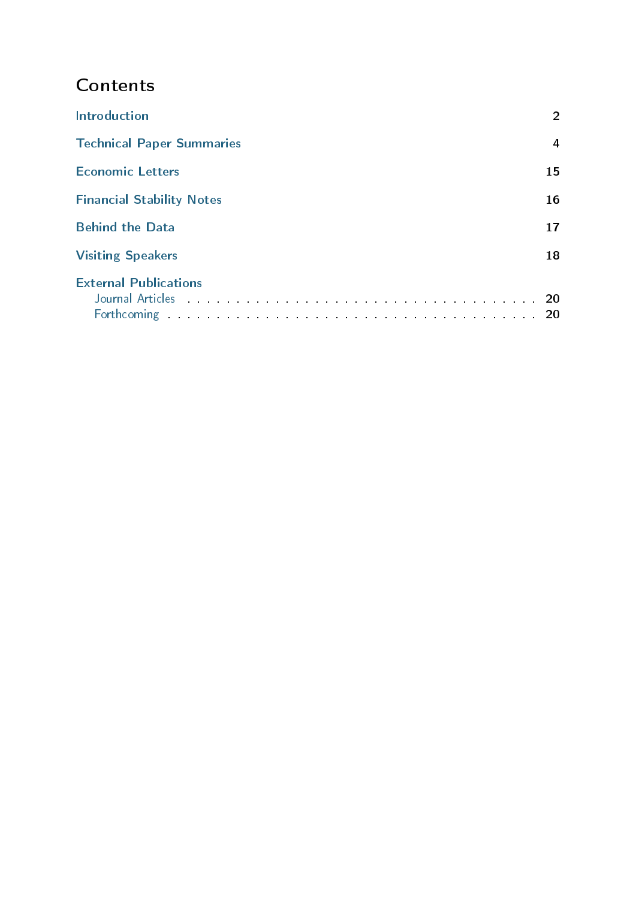# Contents

| | |
|---|---|
| Introduction | 2 |
| Technical Paper Summaries | 4 |
| Economic Letters | 15 |
| Financial Stability Notes | 16 |
| Behind the Data | 17 |
| Visiting Speakers | 18 |
| External Publications | |
| Journal Articles | 20 |
| Forthcoming | 20 |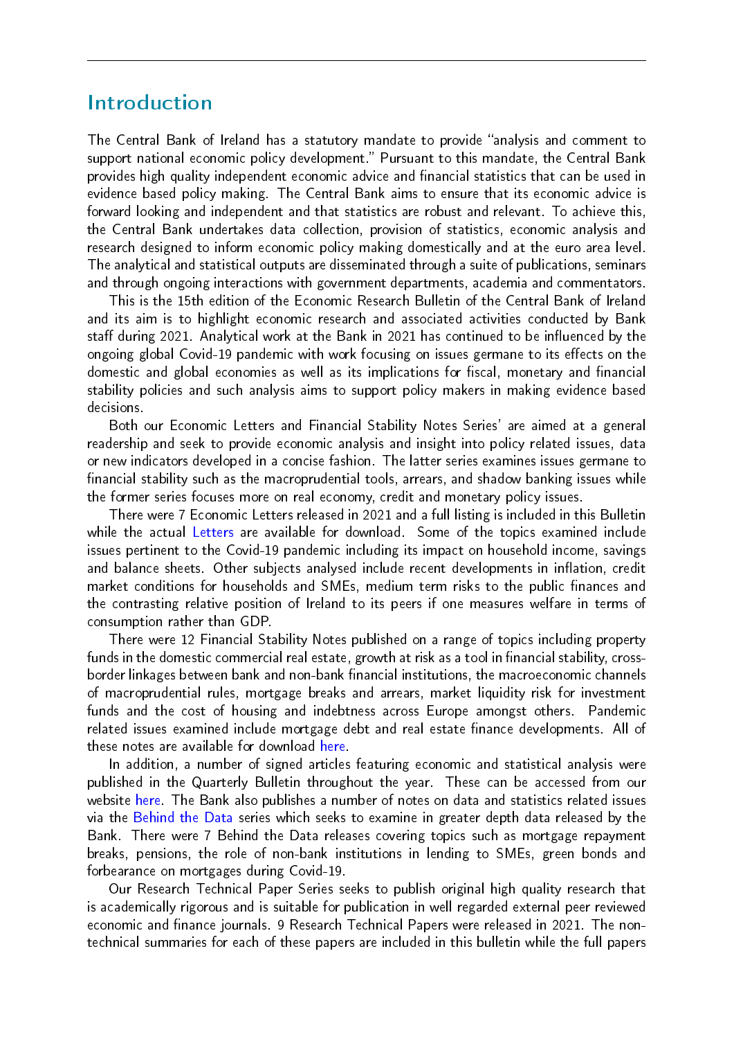# Introduction

The Central Bank of Ireland has a statutory mandate to provide "analysis and comment to support national economic policy development." Pursuant to this mandate, the Central Bank provides high quality independent economic advice and financial statistics that can be used in evidence based policy making. The Central Bank aims to ensure that its economic advice is forward looking and independent and that statistics are robust and relevant. To achieve this, the Central Bank undertakes data collection, provision of statistics, economic analysis and research designed to inform economic policy making domestically and at the euro area level. The analytical and statistical outputs are disseminated through a suite of publications, seminars and through ongoing interactions with government departments, academia and commentators.

This is the 15th edition of the Economic Research Bulletin of the Central Bank of Ireland and its aim is to highlight economic research and associated activities conducted by Bank staff during 2021. Analytical work at the Bank in 2021 has continued to be influenced by the ongoing global Covid-19 pandemic with work focusing on issues germane to its effects on the domestic and global economies as well as its implications for fiscal, monetary and financial stability policies and such analysis aims to support policy makers in making evidence based decisions.

Both our Economic Letters and Financial Stability Notes Series' are aimed at a general readership and seek to provide economic analysis and insight into policy related issues, data or new indicators developed in a concise fashion. The latter series examines issues germane to financial stability such as the macroprudential tools, arrears, and shadow banking issues while the former series focuses more on real economy, credit and monetary policy issues.

There were 7 Economic Letters released in 2021 and a full listing is included in this Bulletin while the actual Letters are available for download. Some of the topics examined include issues pertinent to the Covid-19 pandemic including its impact on household income, savings and balance sheets. Other subjects analysed include recent developments in inflation, credit market conditions for households and SMEs, medium term risks to the public finances and the contrasting relative position of Ireland to its peers if one measures welfare in terms of consumption rather than GDP.

There were 12 Financial Stability Notes published on a range of topics including property funds in the domestic commercial real estate, growth at risk as a tool in financial stability, cross-border linkages between bank and non-bank financial institutions, the macroeconomic channels of macroprudential rules, mortgage breaks and arrears, market liquidity risk for investment funds and the cost of housing and indebtness across Europe amongst others. Pandemic related issues examined include mortgage debt and real estate finance developments. All of these notes are available for download here.

In addition, a number of signed articles featuring economic and statistical analysis were published in the Quarterly Bulletin throughout the year. These can be accessed from our website here. The Bank also publishes a number of notes on data and statistics related issues via the Behind the Data series which seeks to examine in greater depth data released by the Bank. There were 7 Behind the Data releases covering topics such as mortgage repayment breaks, pensions, the role of non-bank institutions in lending to SMEs, green bonds and forbearance on mortgages during Covid-19.

Our Research Technical Paper Series seeks to publish original high quality research that is academically rigorous and is suitable for publication in well regarded external peer reviewed economic and finance journals. 9 Research Technical Papers were released in 2021. The non-technical summaries for each of these papers are included in this bulletin while the full papers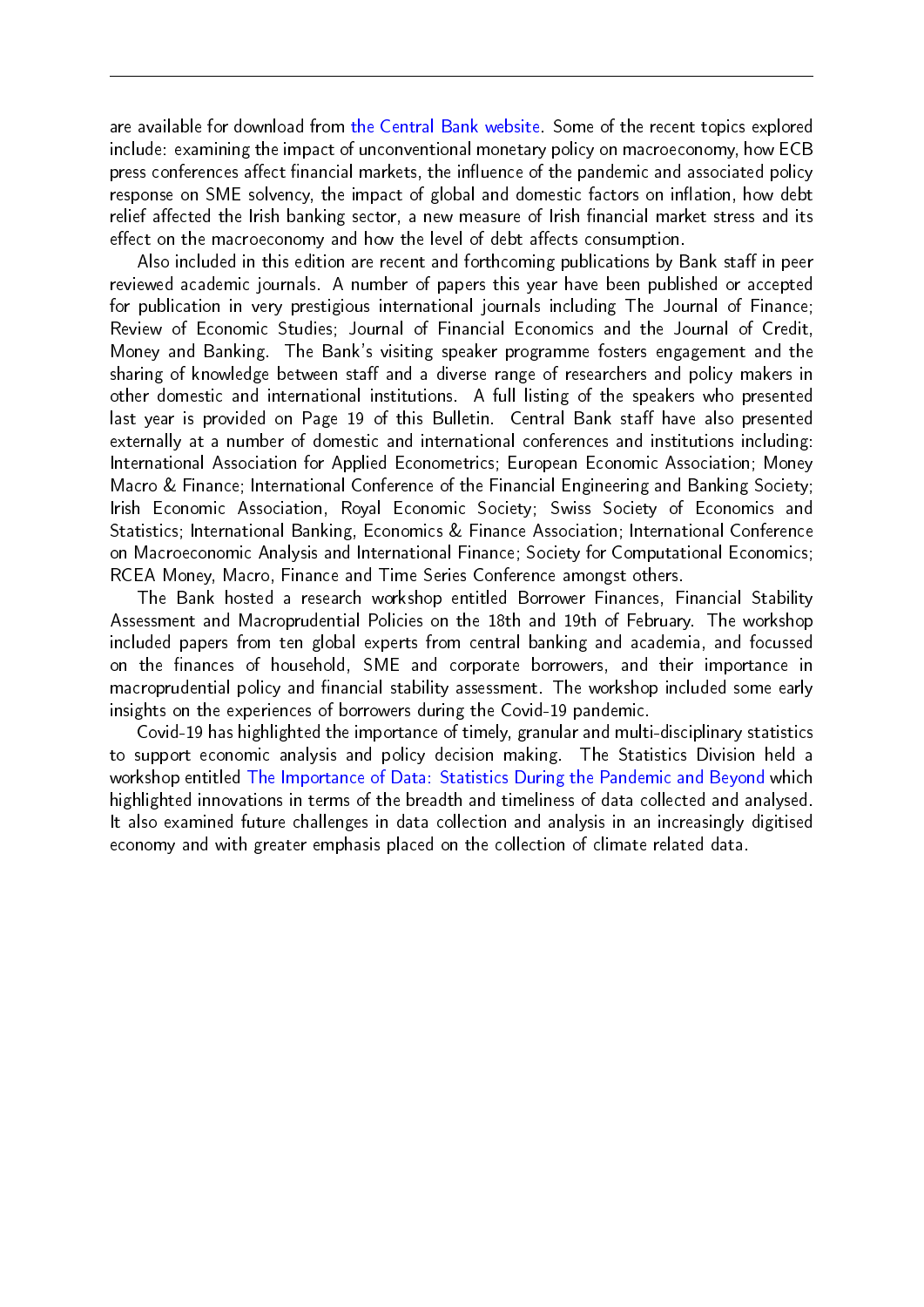are available for download from the Central Bank website. Some of the recent topics explored include: examining the impact of unconventional monetary policy on macroeconomy, how ECB press conferences affect financial markets, the influence of the pandemic and associated policy response on SME solvency, the impact of global and domestic factors on inflation, how debt relief affected the Irish banking sector, a new measure of Irish financial market stress and its effect on the macroeconomy and how the level of debt affects consumption.

Also included in this edition are recent and forthcoming publications by Bank staff in peer reviewed academic journals. A number of papers this year have been published or accepted for publication in very prestigious international journals including The Journal of Finance; Review of Economic Studies; Journal of Financial Economics and the Journal of Credit, Money and Banking. The Bank's visiting speaker programme fosters engagement and the sharing of knowledge between staff and a diverse range of researchers and policy makers in other domestic and international institutions. A full listing of the speakers who presented last year is provided on Page 19 of this Bulletin. Central Bank staff have also presented externally at a number of domestic and international conferences and institutions including: International Association for Applied Econometrics; European Economic Association; Money Macro & Finance; International Conference of the Financial Engineering and Banking Society; Irish Economic Association, Royal Economic Society; Swiss Society of Economics and Statistics; International Banking, Economics & Finance Association; International Conference on Macroeconomic Analysis and International Finance; Society for Computational Economics; RCEA Money, Macro, Finance and Time Series Conference amongst others.

The Bank hosted a research workshop entitled Borrower Finances, Financial Stability Assessment and Macroprudential Policies on the 18th and 19th of February. The workshop included papers from ten global experts from central banking and academia, and focussed on the finances of household, SME and corporate borrowers, and their importance in macroprudential policy and financial stability assessment. The workshop included some early insights on the experiences of borrowers during the Covid-19 pandemic.

Covid-19 has highlighted the importance of timely, granular and multi-disciplinary statistics to support economic analysis and policy decision making. The Statistics Division held a workshop entitled The Importance of Data: Statistics During the Pandemic and Beyond which highlighted innovations in terms of the breadth and timeliness of data collected and analysed. It also examined future challenges in data collection and analysis in an increasingly digitised economy and with greater emphasis placed on the collection of climate related data.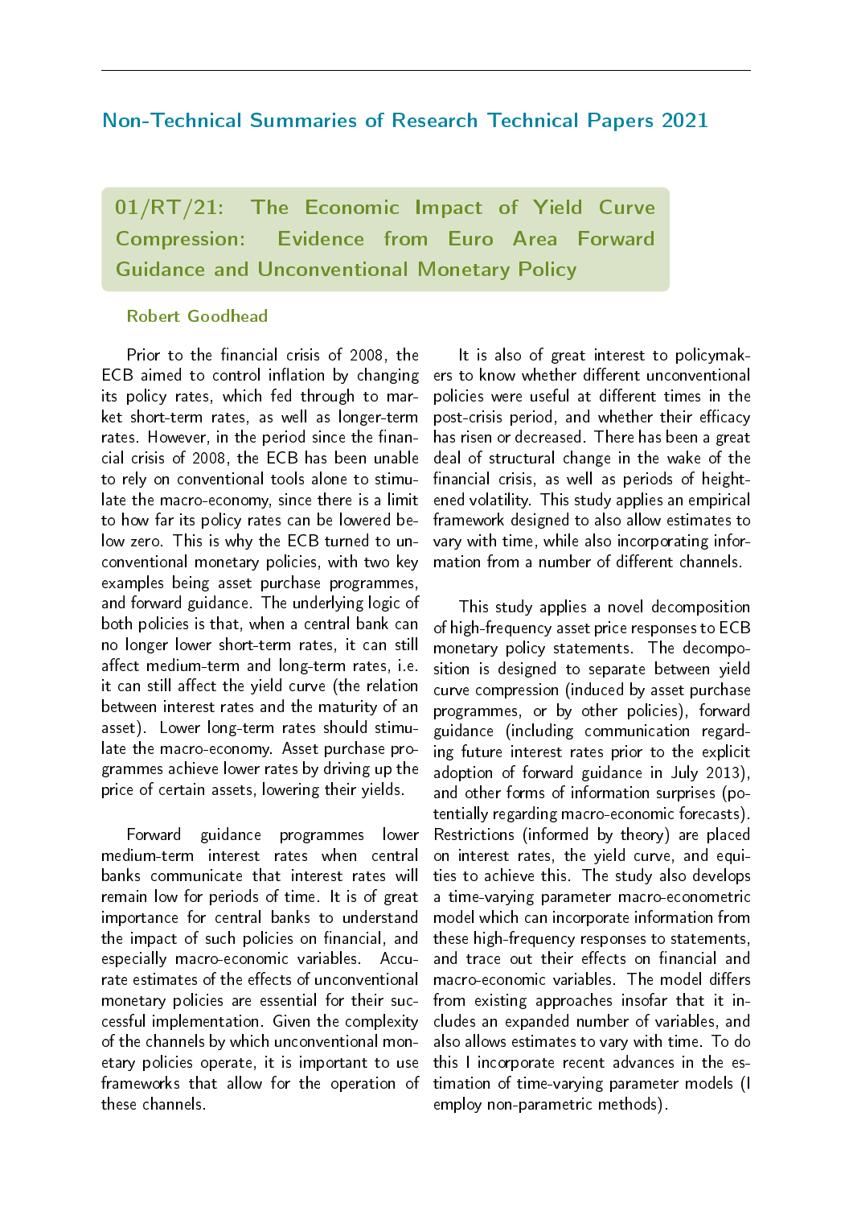## Non-Technical Summaries of Research Technical Papers 2021

### 01/RT/21: The Economic Impact of Yield Curve Compression: Evidence from Euro Area Forward Guidance and Unconventional Monetary Policy

**Robert Goodhead**

Prior to the financial crisis of 2008, the ECB aimed to control inflation by changing its policy rates, which fed through to market short-term rates, as well as longer-term rates. However, in the period since the financial crisis of 2008, the ECB has been unable to rely on conventional tools alone to stimulate the macro-economy, since there is a limit to how far its policy rates can be lowered below zero. This is why the ECB turned to unconventional monetary policies, with two key examples being asset purchase programmes, and forward guidance. The underlying logic of both policies is that, when a central bank can no longer lower short-term rates, it can still affect medium-term and long-term rates, i.e. it can still affect the yield curve (the relation between interest rates and the maturity of an asset). Lower long-term rates should stimulate the macro-economy. Asset purchase programmes achieve lower rates by driving up the price of certain assets, lowering their yields.

Forward guidance programmes lower medium-term interest rates when central banks communicate that interest rates will remain low for periods of time. It is of great importance for central banks to understand the impact of such policies on financial, and especially macro-economic variables. Accurate estimates of the effects of unconventional monetary policies are essential for their successful implementation. Given the complexity of the channels by which unconventional monetary policies operate, it is important to use frameworks that allow for the operation of these channels.

It is also of great interest to policymakers to know whether different unconventional policies were useful at different times in the post-crisis period, and whether their efficacy has risen or decreased. There has been a great deal of structural change in the wake of the financial crisis, as well as periods of heightened volatility. This study applies an empirical framework designed to also allow estimates to vary with time, while also incorporating information from a number of different channels.

This study applies a novel decomposition of high-frequency asset price responses to ECB monetary policy statements. The decomposition is designed to separate between yield curve compression (induced by asset purchase programmes, or by other policies), forward guidance (including communication regarding future interest rates prior to the explicit adoption of forward guidance in July 2013), and other forms of information surprises (potentially regarding macro-economic forecasts). Restrictions (informed by theory) are placed on interest rates, the yield curve, and equities to achieve this. The study also develops a time-varying parameter macro-econometric model which can incorporate information from these high-frequency responses to statements, and trace out their effects on financial and macro-economic variables. The model differs from existing approaches insofar that it includes an expanded number of variables, and also allows estimates to vary with time. To do this I incorporate recent advances in the estimation of time-varying parameter models (I employ non-parametric methods).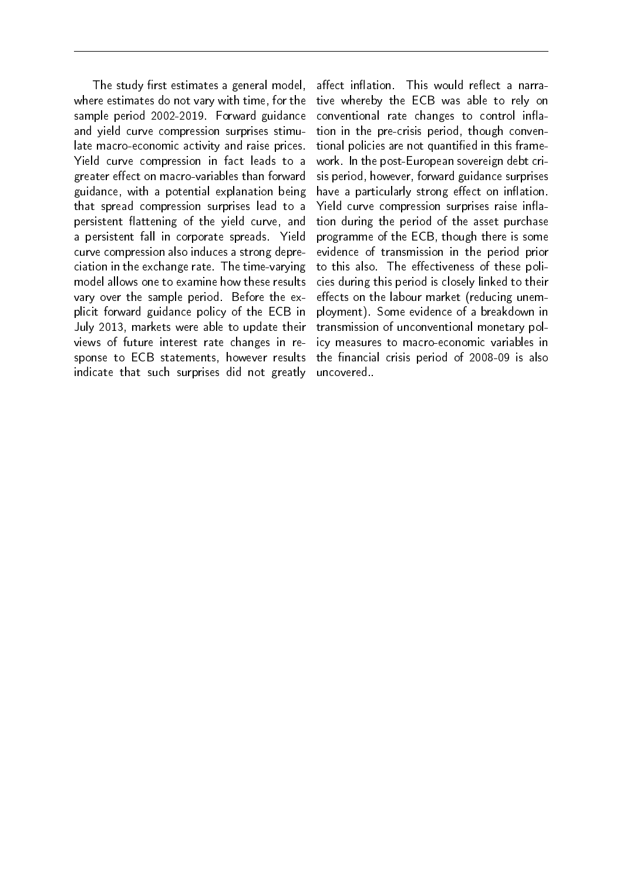The study first estimates a general model, where estimates do not vary with time, for the sample period 2002-2019. Forward guidance and yield curve compression surprises stimulate macro-economic activity and raise prices. Yield curve compression in fact leads to a greater effect on macro-variables than forward guidance, with a potential explanation being that spread compression surprises lead to a persistent flattening of the yield curve, and a persistent fall in corporate spreads. Yield curve compression also induces a strong depreciation in the exchange rate. The time-varying model allows one to examine how these results vary over the sample period. Before the explicit forward guidance policy of the ECB in July 2013, markets were able to update their views of future interest rate changes in response to ECB statements, however results indicate that such surprises did not greatly affect inflation. This would reflect a narrative whereby the ECB was able to rely on conventional rate changes to control inflation in the pre-crisis period, though conventional policies are not quantified in this framework. In the post-European sovereign debt crisis period, however, forward guidance surprises have a particularly strong effect on inflation. Yield curve compression surprises raise inflation during the period of the asset purchase programme of the ECB, though there is some evidence of transmission in the period prior to this also. The effectiveness of these policies during this period is closely linked to their effects on the labour market (reducing unemployment). Some evidence of a breakdown in transmission of unconventional monetary policy measures to macro-economic variables in the financial crisis period of 2008-09 is also uncovered..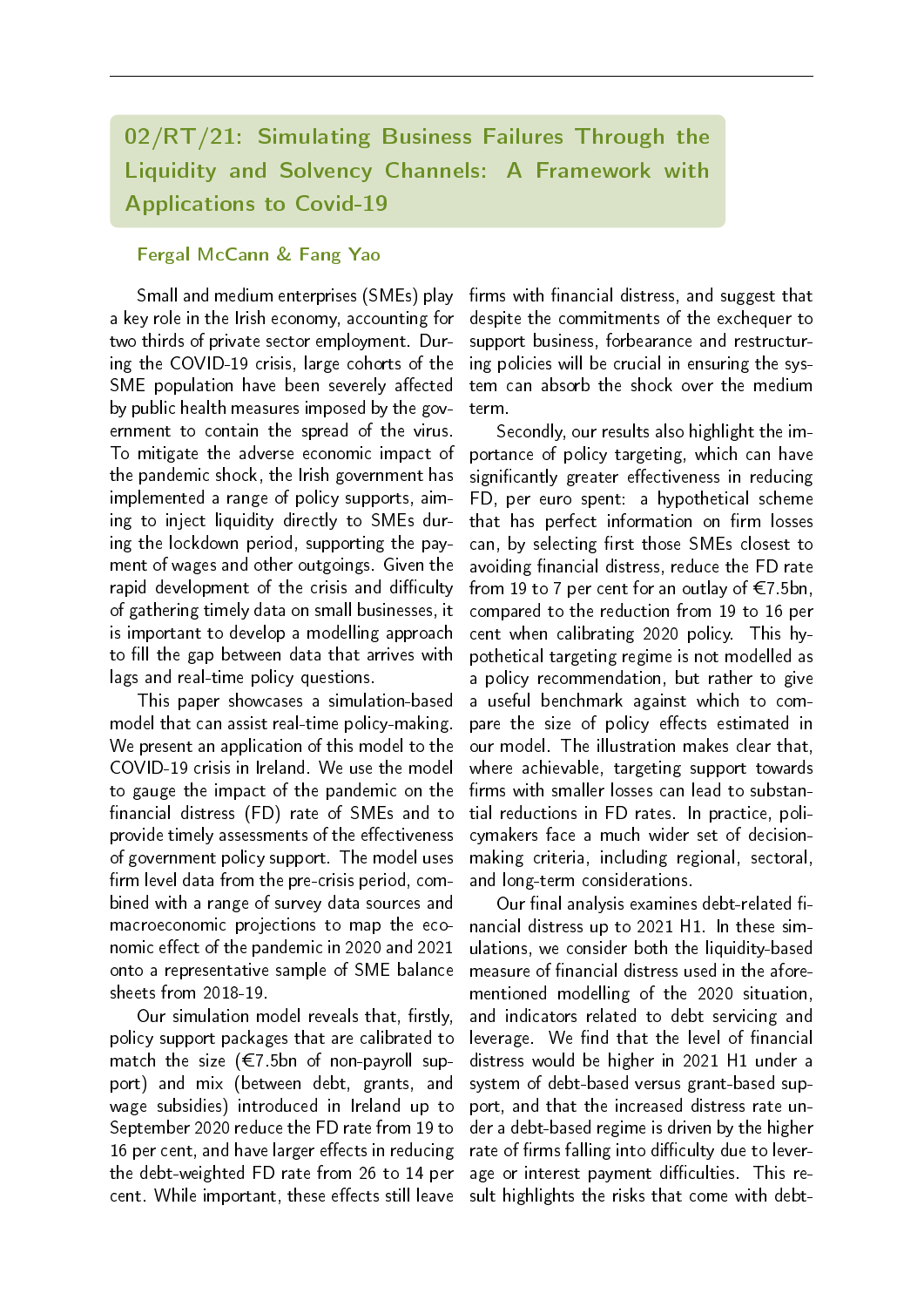## 02/RT/21: Simulating Business Failures Through the Liquidity and Solvency Channels: A Framework with Applications to Covid-19

**Fergal McCann & Fang Yao**

Small and medium enterprises (SMEs) play a key role in the Irish economy, accounting for two thirds of private sector employment. During the COVID-19 crisis, large cohorts of the SME population have been severely affected by public health measures imposed by the government to contain the spread of the virus. To mitigate the adverse economic impact of the pandemic shock, the Irish government has implemented a range of policy supports, aiming to inject liquidity directly to SMEs during the lockdown period, supporting the payment of wages and other outgoings. Given the rapid development of the crisis and difficulty of gathering timely data on small businesses, it is important to develop a modelling approach to fill the gap between data that arrives with lags and real-time policy questions.

This paper showcases a simulation-based model that can assist real-time policy-making. We present an application of this model to the COVID-19 crisis in Ireland. We use the model to gauge the impact of the pandemic on the financial distress (FD) rate of SMEs and to provide timely assessments of the effectiveness of government policy support. The model uses firm level data from the pre-crisis period, combined with a range of survey data sources and macroeconomic projections to map the economic effect of the pandemic in 2020 and 2021 onto a representative sample of SME balance sheets from 2018-19.

Our simulation model reveals that, firstly, policy support packages that are calibrated to match the size (€7.5bn of non-payroll support) and mix (between debt, grants, and wage subsidies) introduced in Ireland up to September 2020 reduce the FD rate from 19 to 16 per cent, and have larger effects in reducing the debt-weighted FD rate from 26 to 14 per cent. While important, these effects still leave firms with financial distress, and suggest that despite the commitments of the exchequer to support business, forbearance and restructuring policies will be crucial in ensuring the system can absorb the shock over the medium term.

Secondly, our results also highlight the importance of policy targeting, which can have significantly greater effectiveness in reducing FD, per euro spent: a hypothetical scheme that has perfect information on firm losses can, by selecting first those SMEs closest to avoiding financial distress, reduce the FD rate from 19 to 7 per cent for an outlay of €7.5bn, compared to the reduction from 19 to 16 per cent when calibrating 2020 policy. This hypothetical targeting regime is not modelled as a policy recommendation, but rather to give a useful benchmark against which to compare the size of policy effects estimated in our model. The illustration makes clear that, where achievable, targeting support towards firms with smaller losses can lead to substantial reductions in FD rates. In practice, policymakers face a much wider set of decision-making criteria, including regional, sectoral, and long-term considerations.

Our final analysis examines debt-related financial distress up to 2021 H1. In these simulations, we consider both the liquidity-based measure of financial distress used in the aforementioned modelling of the 2020 situation, and indicators related to debt servicing and leverage. We find that the level of financial distress would be higher in 2021 H1 under a system of debt-based versus grant-based support, and that the increased distress rate under a debt-based regime is driven by the higher rate of firms falling into difficulty due to leverage or interest payment difficulties. This result highlights the risks that come with debt-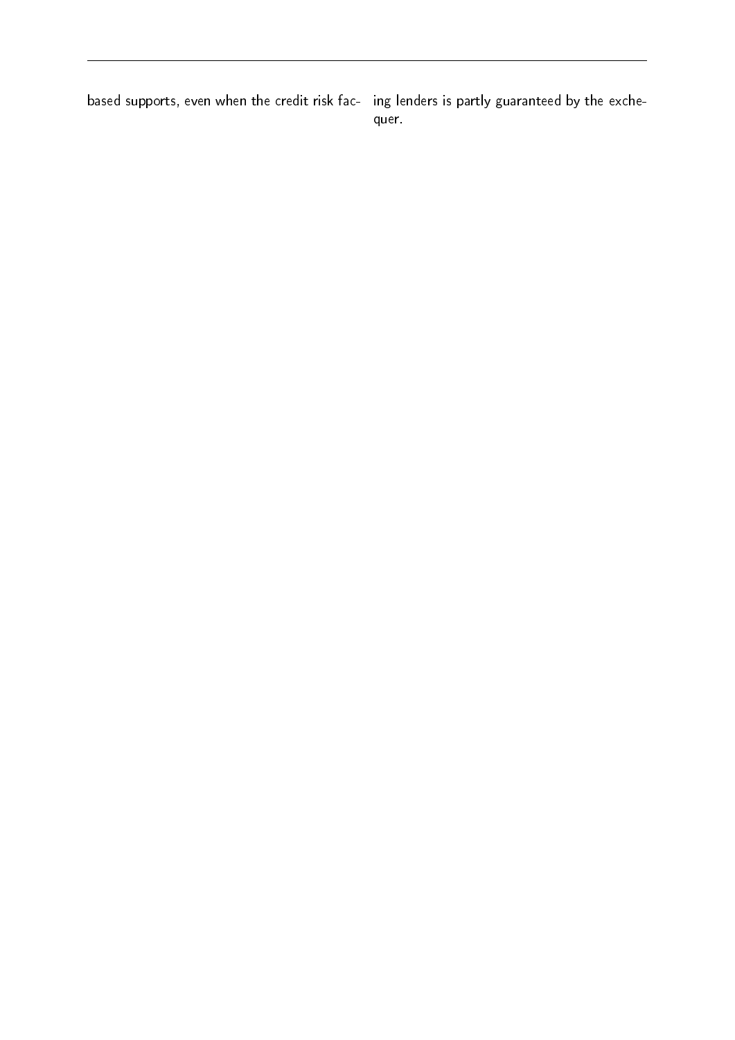based supports, even when the credit risk facing lenders is partly guaranteed by the exchequer.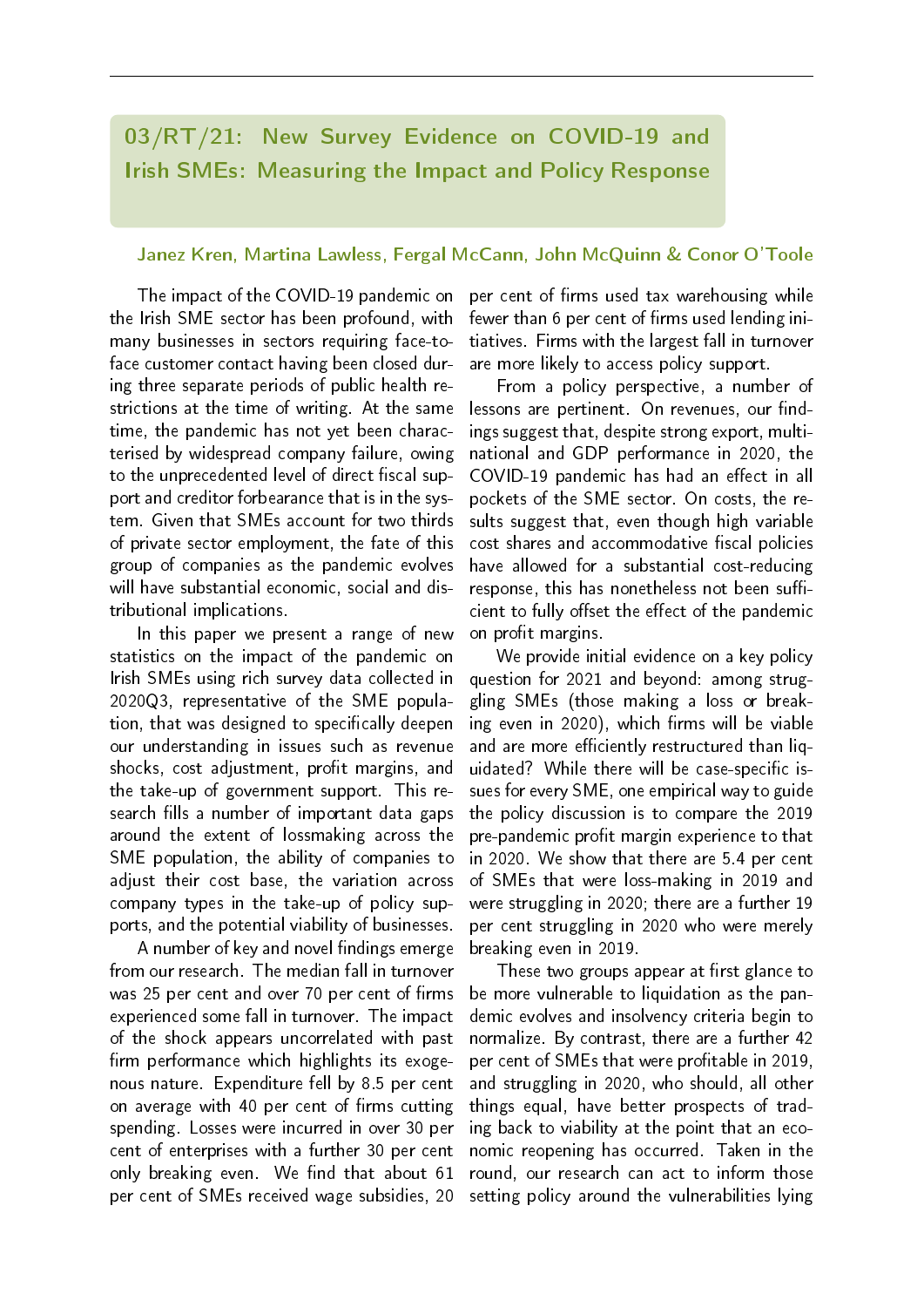## 03/RT/21: New Survey Evidence on COVID-19 and Irish SMEs: Measuring the Impact and Policy Response

Janez Kren, Martina Lawless, Fergal McCann, John McQuinn & Conor O'Toole

The impact of the COVID-19 pandemic on the Irish SME sector has been profound, with many businesses in sectors requiring face-to-face customer contact having been closed during three separate periods of public health restrictions at the time of writing. At the same time, the pandemic has not yet been characterised by widespread company failure, owing to the unprecedented level of direct fiscal support and creditor forbearance that is in the system. Given that SMEs account for two thirds of private sector employment, the fate of this group of companies as the pandemic evolves will have substantial economic, social and distributional implications.

In this paper we present a range of new statistics on the impact of the pandemic on Irish SMEs using rich survey data collected in 2020Q3, representative of the SME population, that was designed to specifically deepen our understanding in issues such as revenue shocks, cost adjustment, profit margins, and the take-up of government support. This research fills a number of important data gaps around the extent of lossmaking across the SME population, the ability of companies to adjust their cost base, the variation across company types in the take-up of policy supports, and the potential viability of businesses.

A number of key and novel findings emerge from our research. The median fall in turnover was 25 per cent and over 70 per cent of firms experienced some fall in turnover. The impact of the shock appears uncorrelated with past firm performance which highlights its exogenous nature. Expenditure fell by 8.5 per cent on average with 40 per cent of firms cutting spending. Losses were incurred in over 30 per cent of enterprises with a further 30 per cent only breaking even. We find that about 61 per cent of SMEs received wage subsidies, 20 per cent of firms used tax warehousing while fewer than 6 per cent of firms used lending initiatives. Firms with the largest fall in turnover are more likely to access policy support.

From a policy perspective, a number of lessons are pertinent. On revenues, our findings suggest that, despite strong export, multinational and GDP performance in 2020, the COVID-19 pandemic has had an effect in all pockets of the SME sector. On costs, the results suggest that, even though high variable cost shares and accommodative fiscal policies have allowed for a substantial cost-reducing response, this has nonetheless not been sufficient to fully offset the effect of the pandemic on profit margins.

We provide initial evidence on a key policy question for 2021 and beyond: among struggling SMEs (those making a loss or breaking even in 2020), which firms will be viable and are more efficiently restructured than liquidated? While there will be case-specific issues for every SME, one empirical way to guide the policy discussion is to compare the 2019 pre-pandemic profit margin experience to that in 2020. We show that there are 5.4 per cent of SMEs that were loss-making in 2019 and were struggling in 2020; there are a further 19 per cent struggling in 2020 who were merely breaking even in 2019.

These two groups appear at first glance to be more vulnerable to liquidation as the pandemic evolves and insolvency criteria begin to normalize. By contrast, there are a further 42 per cent of SMEs that were profitable in 2019, and struggling in 2020, who should, all other things equal, have better prospects of trading back to viability at the point that an economic reopening has occurred. Taken in the round, our research can act to inform those setting policy around the vulnerabilities lying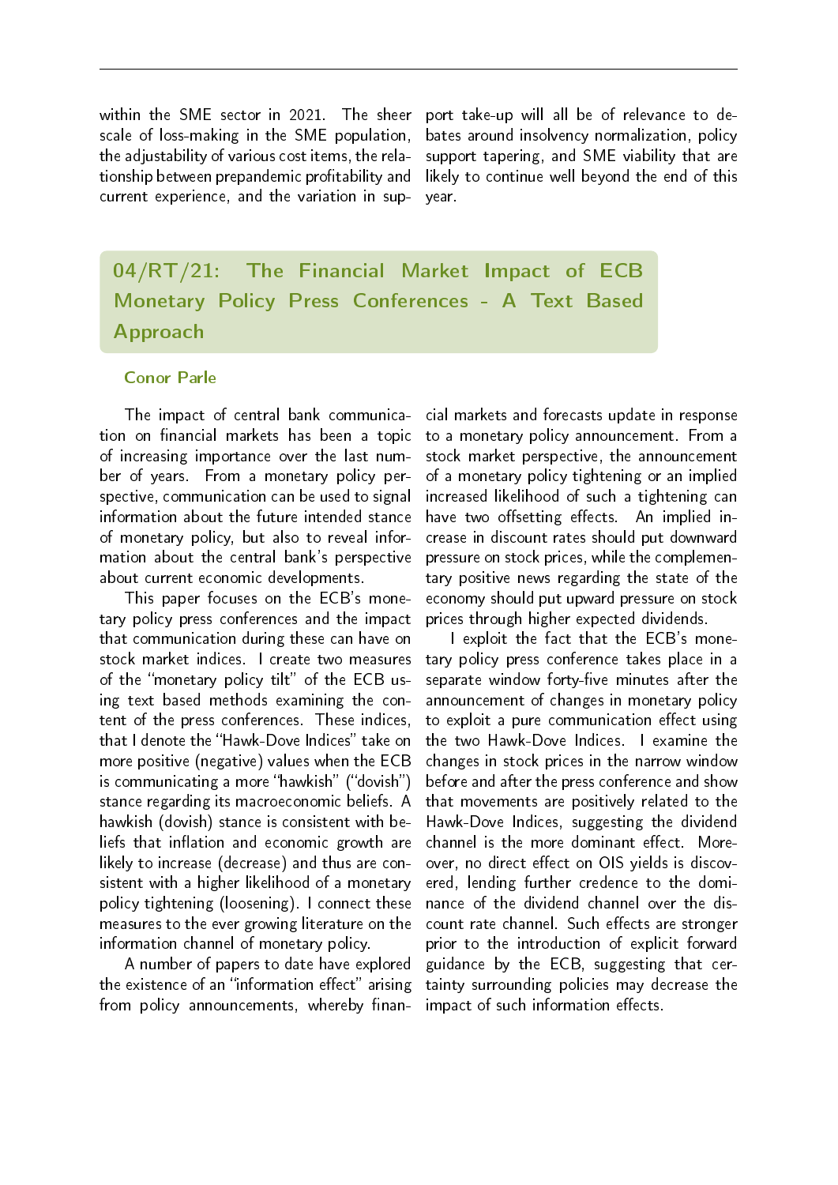within the SME sector in 2021. The sheer scale of loss-making in the SME population, the adjustability of various cost items, the relationship between prepandemic profitability and current experience, and the variation in support take-up will all be of relevance to debates around insolvency normalization, policy support tapering, and SME viability that are likely to continue well beyond the end of this year.

## 04/RT/21: The Financial Market Impact of ECB Monetary Policy Press Conferences - A Text Based Approach

**Conor Parle**

The impact of central bank communication on financial markets has been a topic of increasing importance over the last number of years. From a monetary policy perspective, communication can be used to signal information about the future intended stance of monetary policy, but also to reveal information about the central bank's perspective about current economic developments.

This paper focuses on the ECB's monetary policy press conferences and the impact that communication during these can have on stock market indices. I create two measures of the "monetary policy tilt" of the ECB using text based methods examining the content of the press conferences. These indices, that I denote the "Hawk-Dove Indices" take on more positive (negative) values when the ECB is communicating a more "hawkish" ("dovish") stance regarding its macroeconomic beliefs. A hawkish (dovish) stance is consistent with beliefs that inflation and economic growth are likely to increase (decrease) and thus are consistent with a higher likelihood of a monetary policy tightening (loosening). I connect these measures to the ever growing literature on the information channel of monetary policy.

A number of papers to date have explored the existence of an "information effect" arising from policy announcements, whereby financial markets and forecasts update in response to a monetary policy announcement. From a stock market perspective, the announcement of a monetary policy tightening or an implied increased likelihood of such a tightening can have two offsetting effects. An implied increase in discount rates should put downward pressure on stock prices, while the complementary positive news regarding the state of the economy should put upward pressure on stock prices through higher expected dividends.

I exploit the fact that the ECB's monetary policy press conference takes place in a separate window forty-five minutes after the announcement of changes in monetary policy to exploit a pure communication effect using the two Hawk-Dove Indices. I examine the changes in stock prices in the narrow window before and after the press conference and show that movements are positively related to the Hawk-Dove Indices, suggesting the dividend channel is the more dominant effect. Moreover, no direct effect on OIS yields is discovered, lending further credence to the dominance of the dividend channel over the discount rate channel. Such effects are stronger prior to the introduction of explicit forward guidance by the ECB, suggesting that certainty surrounding policies may decrease the impact of such information effects.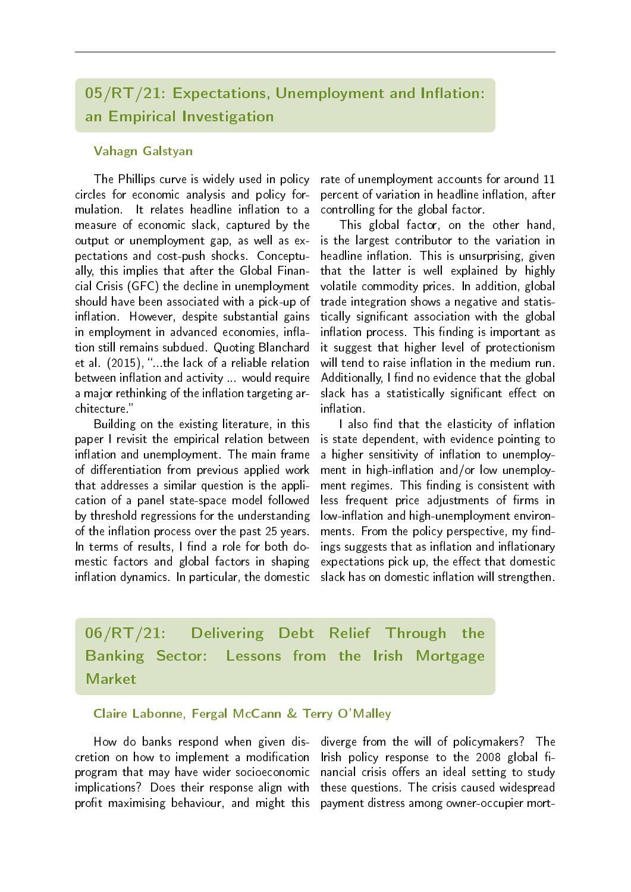## 05/RT/21: Expectations, Unemployment and Inflation: an Empirical Investigation

**Vahagn Galstyan**

The Phillips curve is widely used in policy circles for economic analysis and policy formulation. It relates headline inflation to a measure of economic slack, captured by the output or unemployment gap, as well as expectations and cost-push shocks. Conceptually, this implies that after the Global Financial Crisis (GFC) the decline in unemployment should have been associated with a pick-up of inflation. However, despite substantial gains in employment in advanced economies, inflation still remains subdued. Quoting Blanchard et al. (2015), "...the lack of a reliable relation between inflation and activity ... would require a major rethinking of the inflation targeting architecture."

Building on the existing literature, in this paper I revisit the empirical relation between inflation and unemployment. The main frame of differentiation from previous applied work that addresses a similar question is the application of a panel state-space model followed by threshold regressions for the understanding of the inflation process over the past 25 years. In terms of results, I find a role for both domestic factors and global factors in shaping inflation dynamics. In particular, the domestic rate of unemployment accounts for around 11 percent of variation in headline inflation, after controlling for the global factor.

This global factor, on the other hand, is the largest contributor to the variation in headline inflation. This is unsurprising, given that the latter is well explained by highly volatile commodity prices. In addition, global trade integration shows a negative and statistically significant association with the global inflation process. This finding is important as it suggest that higher level of protectionism will tend to raise inflation in the medium run. Additionally, I find no evidence that the global slack has a statistically significant effect on inflation.

I also find that the elasticity of inflation is state dependent, with evidence pointing to a higher sensitivity of inflation to unemployment in high-inflation and/or low unemployment regimes. This finding is consistent with less frequent price adjustments of firms in low-inflation and high-unemployment environments. From the policy perspective, my findings suggests that as inflation and inflationary expectations pick up, the effect that domestic slack has on domestic inflation will strengthen.

## 06/RT/21: Delivering Debt Relief Through the Banking Sector: Lessons from the Irish Mortgage Market

**Claire Labonne, Fergal McCann & Terry O'Malley**

How do banks respond when given discretion on how to implement a modification program that may have wider socioeconomic implications? Does their response align with profit maximising behaviour, and might this diverge from the will of policymakers? The Irish policy response to the 2008 global financial crisis offers an ideal setting to study these questions. The crisis caused widespread payment distress among owner-occupier mort-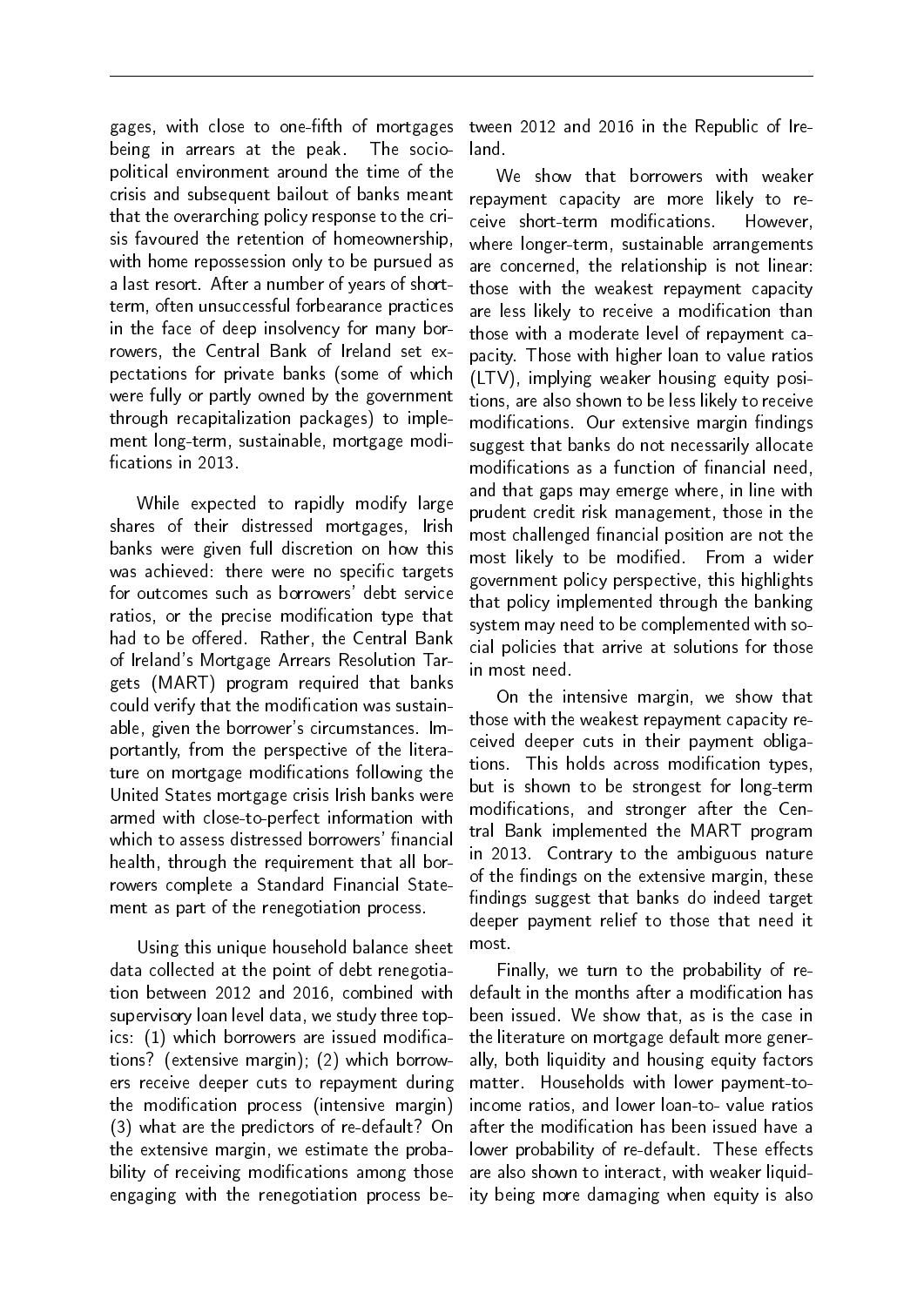gages, with close to one-fifth of mortgages being in arrears at the peak. The socio-political environment around the time of the crisis and subsequent bailout of banks meant that the overarching policy response to the crisis favoured the retention of homeownership, with home repossession only to be pursued as a last resort. After a number of years of short-term, often unsuccessful forbearance practices in the face of deep insolvency for many borrowers, the Central Bank of Ireland set expectations for private banks (some of which were fully or partly owned by the government through recapitalization packages) to implement long-term, sustainable, mortgage modifications in 2013.

While expected to rapidly modify large shares of their distressed mortgages, Irish banks were given full discretion on how this was achieved: there were no specific targets for outcomes such as borrowers' debt service ratios, or the precise modification type that had to be offered. Rather, the Central Bank of Ireland's Mortgage Arrears Resolution Targets (MART) program required that banks could verify that the modification was sustainable, given the borrower's circumstances. Importantly, from the perspective of the literature on mortgage modifications following the United States mortgage crisis Irish banks were armed with close-to-perfect information with which to assess distressed borrowers' financial health, through the requirement that all borrowers complete a Standard Financial Statement as part of the renegotiation process.

Using this unique household balance sheet data collected at the point of debt renegotiation between 2012 and 2016, combined with supervisory loan level data, we study three topics: (1) which borrowers are issued modifications? (extensive margin); (2) which borrowers receive deeper cuts to repayment during the modification process (intensive margin) (3) what are the predictors of re-default? On the extensive margin, we estimate the probability of receiving modifications among those engaging with the renegotiation process between 2012 and 2016 in the Republic of Ireland.

We show that borrowers with weaker repayment capacity are more likely to receive short-term modifications. However, where longer-term, sustainable arrangements are concerned, the relationship is not linear: those with the weakest repayment capacity are less likely to receive a modification than those with a moderate level of repayment capacity. Those with higher loan to value ratios (LTV), implying weaker housing equity positions, are also shown to be less likely to receive modifications. Our extensive margin findings suggest that banks do not necessarily allocate modifications as a function of financial need, and that gaps may emerge where, in line with prudent credit risk management, those in the most challenged financial position are not the most likely to be modified. From a wider government policy perspective, this highlights that policy implemented through the banking system may need to be complemented with social policies that arrive at solutions for those in most need.

On the intensive margin, we show that those with the weakest repayment capacity received deeper cuts in their payment obligations. This holds across modification types, but is shown to be strongest for long-term modifications, and stronger after the Central Bank implemented the MART program in 2013. Contrary to the ambiguous nature of the findings on the extensive margin, these findings suggest that banks do indeed target deeper payment relief to those that need it most.

Finally, we turn to the probability of re-default in the months after a modification has been issued. We show that, as is the case in the literature on mortgage default more generally, both liquidity and housing equity factors matter. Households with lower payment-to-income ratios, and lower loan-to- value ratios after the modification has been issued have a lower probability of re-default. These effects are also shown to interact, with weaker liquidity being more damaging when equity is also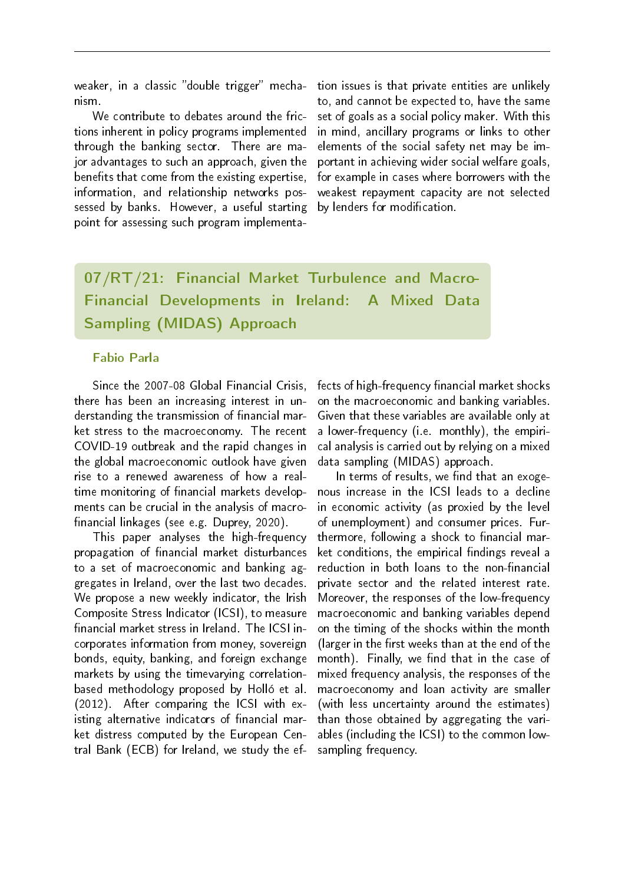weaker, in a classic "double trigger" mechanism.

We contribute to debates around the frictions inherent in policy programs implemented through the banking sector. There are major advantages to such an approach, given the benefits that come from the existing expertise, information, and relationship networks possessed by banks. However, a useful starting point for assessing such program implementation issues is that private entities are unlikely to, and cannot be expected to, have the same set of goals as a social policy maker. With this in mind, ancillary programs or links to other elements of the social safety net may be important in achieving wider social welfare goals, for example in cases where borrowers with the weakest repayment capacity are not selected by lenders for modification.

## 07/RT/21: Financial Market Turbulence and Macro-Financial Developments in Ireland: A Mixed Data Sampling (MIDAS) Approach

### Fabio Parla

Since the 2007-08 Global Financial Crisis, there has been an increasing interest in understanding the transmission of financial market stress to the macroeconomy. The recent COVID-19 outbreak and the rapid changes in the global macroeconomic outlook have given rise to a renewed awareness of how a real-time monitoring of financial markets developments can be crucial in the analysis of macro-financial linkages (see e.g. Duprey, 2020).

This paper analyses the high-frequency propagation of financial market disturbances to a set of macroeconomic and banking aggregates in Ireland, over the last two decades. We propose a new weekly indicator, the Irish Composite Stress Indicator (ICSI), to measure financial market stress in Ireland. The ICSI incorporates information from money, sovereign bonds, equity, banking, and foreign exchange markets by using the timevarying correlation-based methodology proposed by Holló et al. (2012). After comparing the ICSI with existing alternative indicators of financial market distress computed by the European Central Bank (ECB) for Ireland, we study the effects of high-frequency financial market shocks on the macroeconomic and banking variables. Given that these variables are available only at a lower-frequency (i.e. monthly), the empirical analysis is carried out by relying on a mixed data sampling (MIDAS) approach.

In terms of results, we find that an exogenous increase in the ICSI leads to a decline in economic activity (as proxied by the level of unemployment) and consumer prices. Furthermore, following a shock to financial market conditions, the empirical findings reveal a reduction in both loans to the non-financial private sector and the related interest rate. Moreover, the responses of the low-frequency macroeconomic and banking variables depend on the timing of the shocks within the month (larger in the first weeks than at the end of the month). Finally, we find that in the case of mixed frequency analysis, the responses of the macroeconomy and loan activity are smaller (with less uncertainty around the estimates) than those obtained by aggregating the variables (including the ICSI) to the common low-sampling frequency.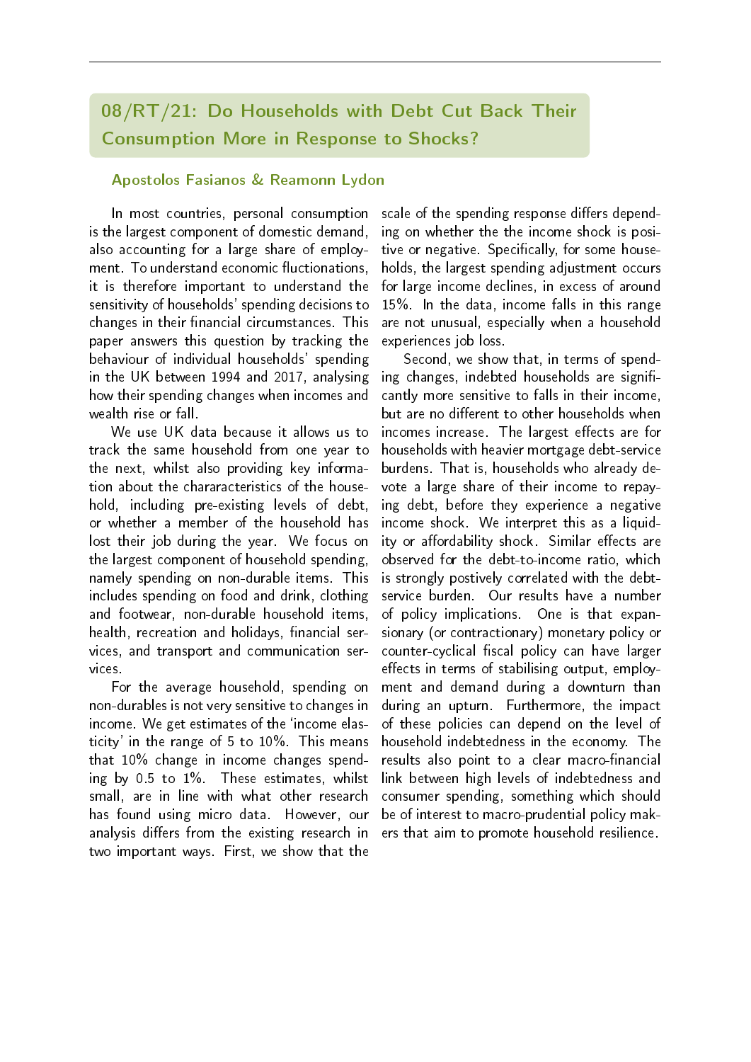## 08/RT/21: Do Households with Debt Cut Back Their Consumption More in Response to Shocks?

**Apostolos Fasianos & Reamonn Lydon**

In most countries, personal consumption is the largest component of domestic demand, also accounting for a large share of employment. To understand economic fluctionations, it is therefore important to understand the sensitivity of households' spending decisions to changes in their financial circumstances. This paper answers this question by tracking the behaviour of individual households' spending in the UK between 1994 and 2017, analysing how their spending changes when incomes and wealth rise or fall.

We use UK data because it allows us to track the same household from one year to the next, whilst also providing key information about the chararacteristics of the household, including pre-existing levels of debt, or whether a member of the household has lost their job during the year. We focus on the largest component of household spending, namely spending on non-durable items. This includes spending on food and drink, clothing and footwear, non-durable household items, health, recreation and holidays, financial services, and transport and communication services.

For the average household, spending on non-durables is not very sensitive to changes in income. We get estimates of the 'income elasticity' in the range of 5 to 10%. This means that 10% change in income changes spending by 0.5 to 1%. These estimates, whilst small, are in line with what other research has found using micro data. However, our analysis differs from the existing research in two important ways. First, we show that the scale of the spending response differs depending on whether the the income shock is positive or negative. Specifically, for some households, the largest spending adjustment occurs for large income declines, in excess of around 15%. In the data, income falls in this range are not unusual, especially when a household experiences job loss.

Second, we show that, in terms of spending changes, indebted households are significantly more sensitive to falls in their income, but are no different to other households when incomes increase. The largest effects are for households with heavier mortgage debt-service burdens. That is, households who already devote a large share of their income to repaying debt, before they experience a negative income shock. We interpret this as a liquidity or affordability shock. Similar effects are observed for the debt-to-income ratio, which is strongly postively correlated with the debt-service burden. Our results have a number of policy implications. One is that expansionary (or contractionary) monetary policy or counter-cyclical fiscal policy can have larger effects in terms of stabilising output, employment and demand during a downturn than during an upturn. Furthermore, the impact of these policies can depend on the level of household indebtedness in the economy. The results also point to a clear macro-financial link between high levels of indebtedness and consumer spending, something which should be of interest to macro-prudential policy makers that aim to promote household resilience.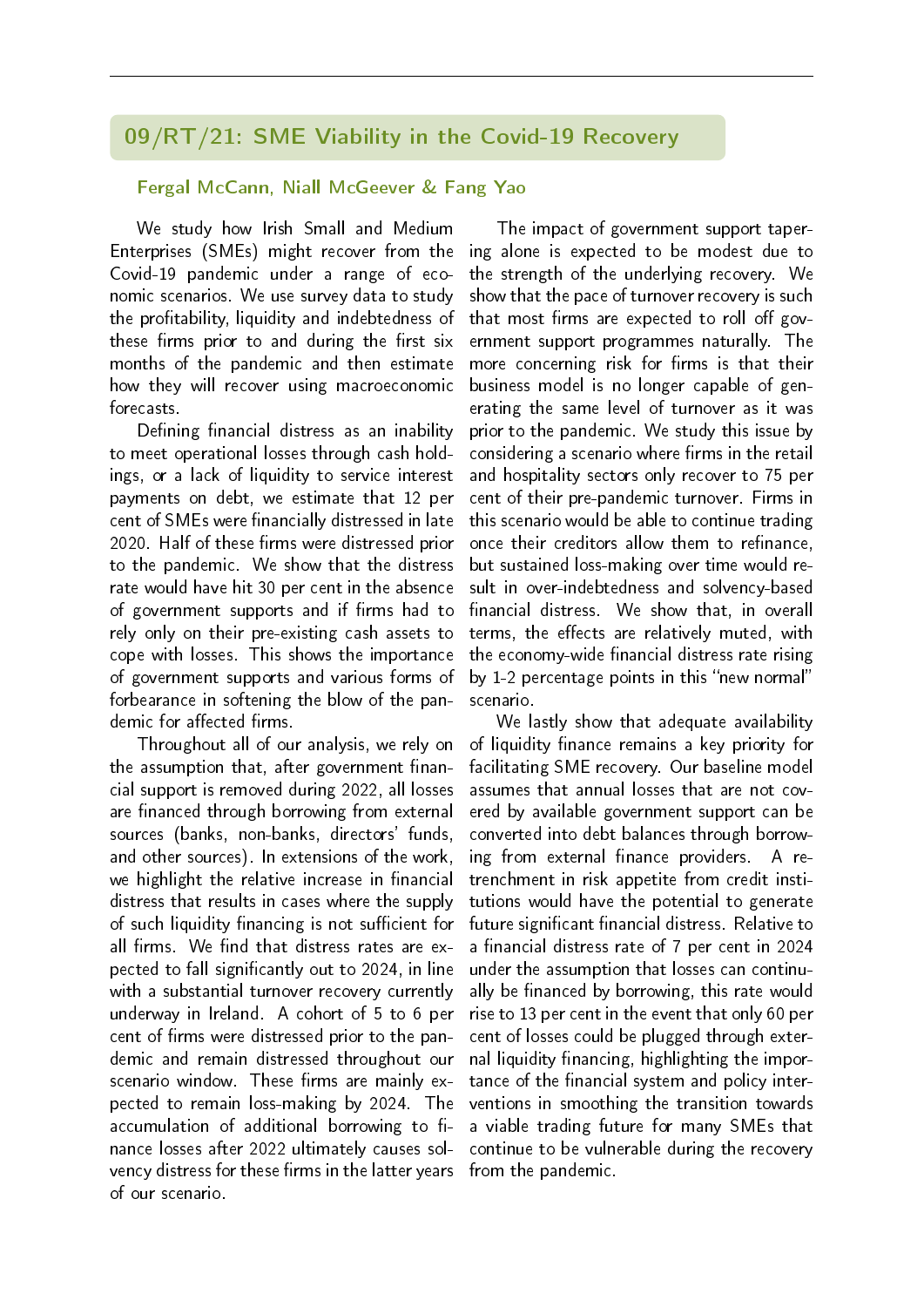## 09/RT/21: SME Viability in the Covid-19 Recovery

### Fergal McCann, Niall McGeever & Fang Yao

We study how Irish Small and Medium Enterprises (SMEs) might recover from the Covid-19 pandemic under a range of economic scenarios. We use survey data to study the profitability, liquidity and indebtedness of these firms prior to and during the first six months of the pandemic and then estimate how they will recover using macroeconomic forecasts.

Defining financial distress as an inability to meet operational losses through cash holdings, or a lack of liquidity to service interest payments on debt, we estimate that 12 per cent of SMEs were financially distressed in late 2020. Half of these firms were distressed prior to the pandemic. We show that the distress rate would have hit 30 per cent in the absence of government supports and if firms had to rely only on their pre-existing cash assets to cope with losses. This shows the importance of government supports and various forms of forbearance in softening the blow of the pandemic for affected firms.

Throughout all of our analysis, we rely on the assumption that, after government financial support is removed during 2022, all losses are financed through borrowing from external sources (banks, non-banks, directors' funds, and other sources). In extensions of the work, we highlight the relative increase in financial distress that results in cases where the supply of such liquidity financing is not sufficient for all firms. We find that distress rates are expected to fall significantly out to 2024, in line with a substantial turnover recovery currently underway in Ireland. A cohort of 5 to 6 per cent of firms were distressed prior to the pandemic and remain distressed throughout our scenario window. These firms are mainly expected to remain loss-making by 2024. The accumulation of additional borrowing to finance losses after 2022 ultimately causes solvency distress for these firms in the latter years of our scenario.

The impact of government support tapering alone is expected to be modest due to the strength of the underlying recovery. We show that the pace of turnover recovery is such that most firms are expected to roll off government support programmes naturally. The more concerning risk for firms is that their business model is no longer capable of generating the same level of turnover as it was prior to the pandemic. We study this issue by considering a scenario where firms in the retail and hospitality sectors only recover to 75 per cent of their pre-pandemic turnover. Firms in this scenario would be able to continue trading once their creditors allow them to refinance, but sustained loss-making over time would result in over-indebtedness and solvency-based financial distress. We show that, in overall terms, the effects are relatively muted, with the economy-wide financial distress rate rising by 1-2 percentage points in this "new normal" scenario.

We lastly show that adequate availability of liquidity finance remains a key priority for facilitating SME recovery. Our baseline model assumes that annual losses that are not covered by available government support can be converted into debt balances through borrowing from external finance providers. A retrenchment in risk appetite from credit institutions would have the potential to generate future significant financial distress. Relative to a financial distress rate of 7 per cent in 2024 under the assumption that losses can continually be financed by borrowing, this rate would rise to 13 per cent in the event that only 60 per cent of losses could be plugged through external liquidity financing, highlighting the importance of the financial system and policy interventions in smoothing the transition towards a viable trading future for many SMEs that continue to be vulnerable during the recovery from the pandemic.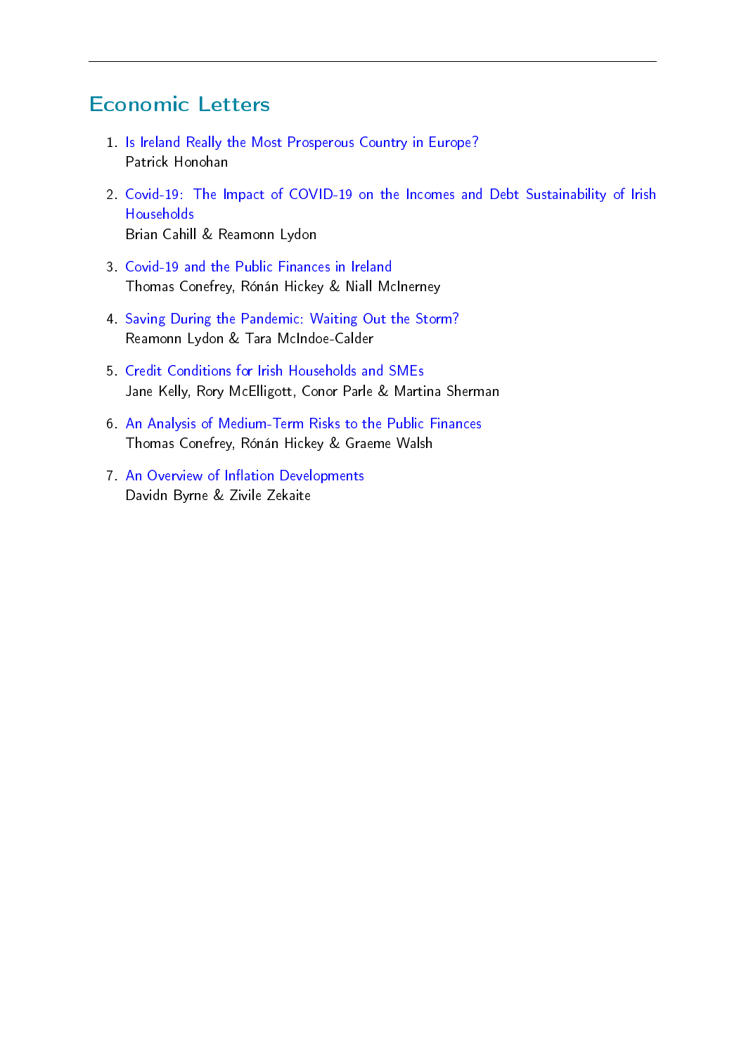## Economic Letters

1. Is Ireland Really the Most Prosperous Country in Europe?
   Patrick Honohan

2. Covid-19: The Impact of COVID-19 on the Incomes and Debt Sustainability of Irish Households
   Brian Cahill & Reamonn Lydon

3. Covid-19 and the Public Finances in Ireland
   Thomas Conefrey, Rónán Hickey & Niall McInerney

4. Saving During the Pandemic: Waiting Out the Storm?
   Reamonn Lydon & Tara McIndoe-Calder

5. Credit Conditions for Irish Households and SMEs
   Jane Kelly, Rory McElligott, Conor Parle & Martina Sherman

6. An Analysis of Medium-Term Risks to the Public Finances
   Thomas Conefrey, Rónán Hickey & Graeme Walsh

7. An Overview of Inflation Developments
   Davidn Byrne & Zivile Zekaite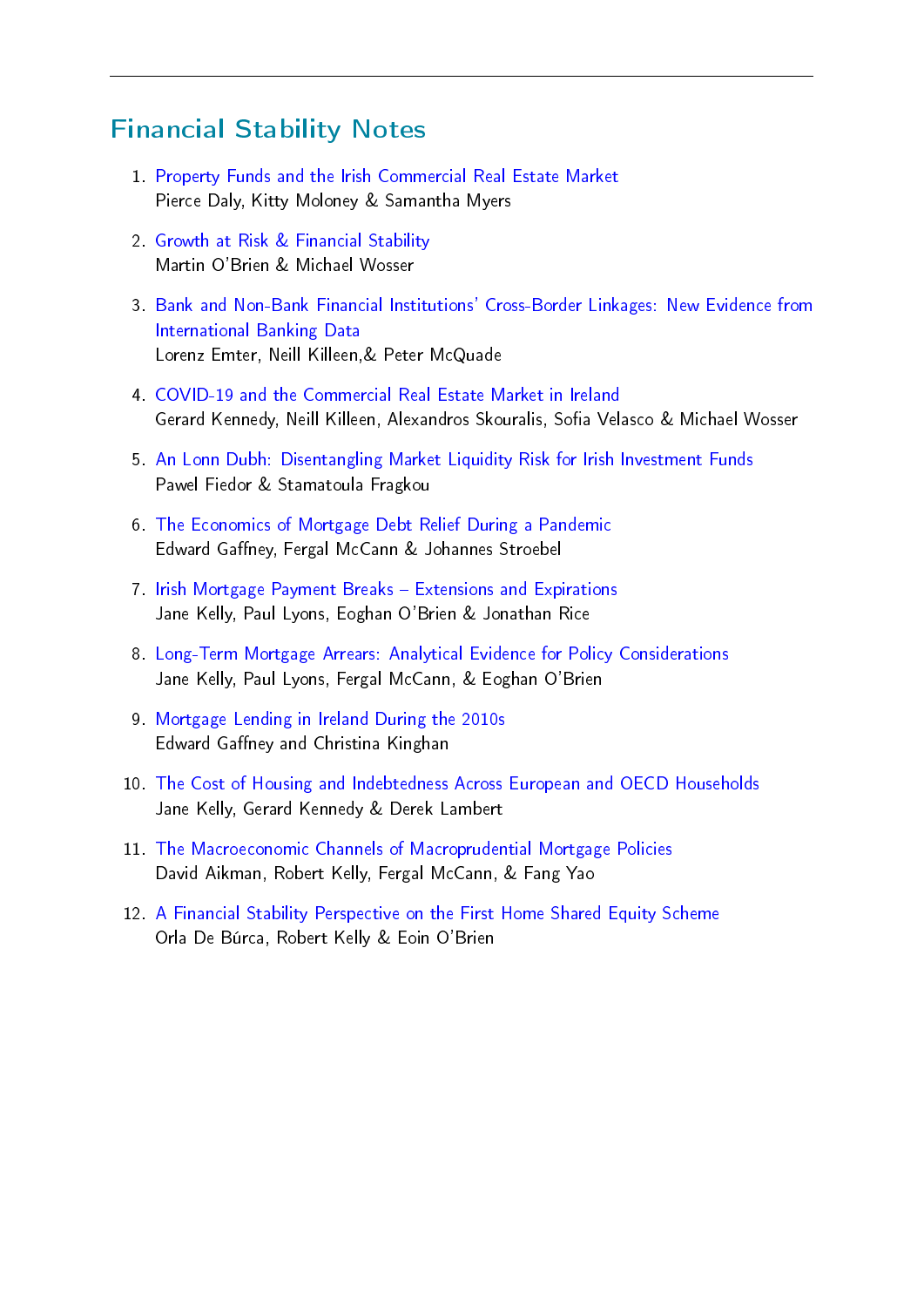## Financial Stability Notes

1. Property Funds and the Irish Commercial Real Estate Market
   Pierce Daly, Kitty Moloney & Samantha Myers

2. Growth at Risk & Financial Stability
   Martin O'Brien & Michael Wosser

3. Bank and Non-Bank Financial Institutions' Cross-Border Linkages: New Evidence from International Banking Data
   Lorenz Emter, Neill Killeen,& Peter McQuade

4. COVID-19 and the Commercial Real Estate Market in Ireland
   Gerard Kennedy, Neill Killeen, Alexandros Skouralis, Sofia Velasco & Michael Wosser

5. An Lonn Dubh: Disentangling Market Liquidity Risk for Irish Investment Funds
   Pawel Fiedor & Stamatoula Fragkou

6. The Economics of Mortgage Debt Relief During a Pandemic
   Edward Gaffney, Fergal McCann & Johannes Stroebel

7. Irish Mortgage Payment Breaks – Extensions and Expirations
   Jane Kelly, Paul Lyons, Eoghan O'Brien & Jonathan Rice

8. Long-Term Mortgage Arrears: Analytical Evidence for Policy Considerations
   Jane Kelly, Paul Lyons, Fergal McCann, & Eoghan O'Brien

9. Mortgage Lending in Ireland During the 2010s
   Edward Gaffney and Christina Kinghan

10. The Cost of Housing and Indebtedness Across European and OECD Households
    Jane Kelly, Gerard Kennedy & Derek Lambert

11. The Macroeconomic Channels of Macroprudential Mortgage Policies
    David Aikman, Robert Kelly, Fergal McCann, & Fang Yao

12. A Financial Stability Perspective on the First Home Shared Equity Scheme
    Orla De Búrca, Robert Kelly & Eoin O'Brien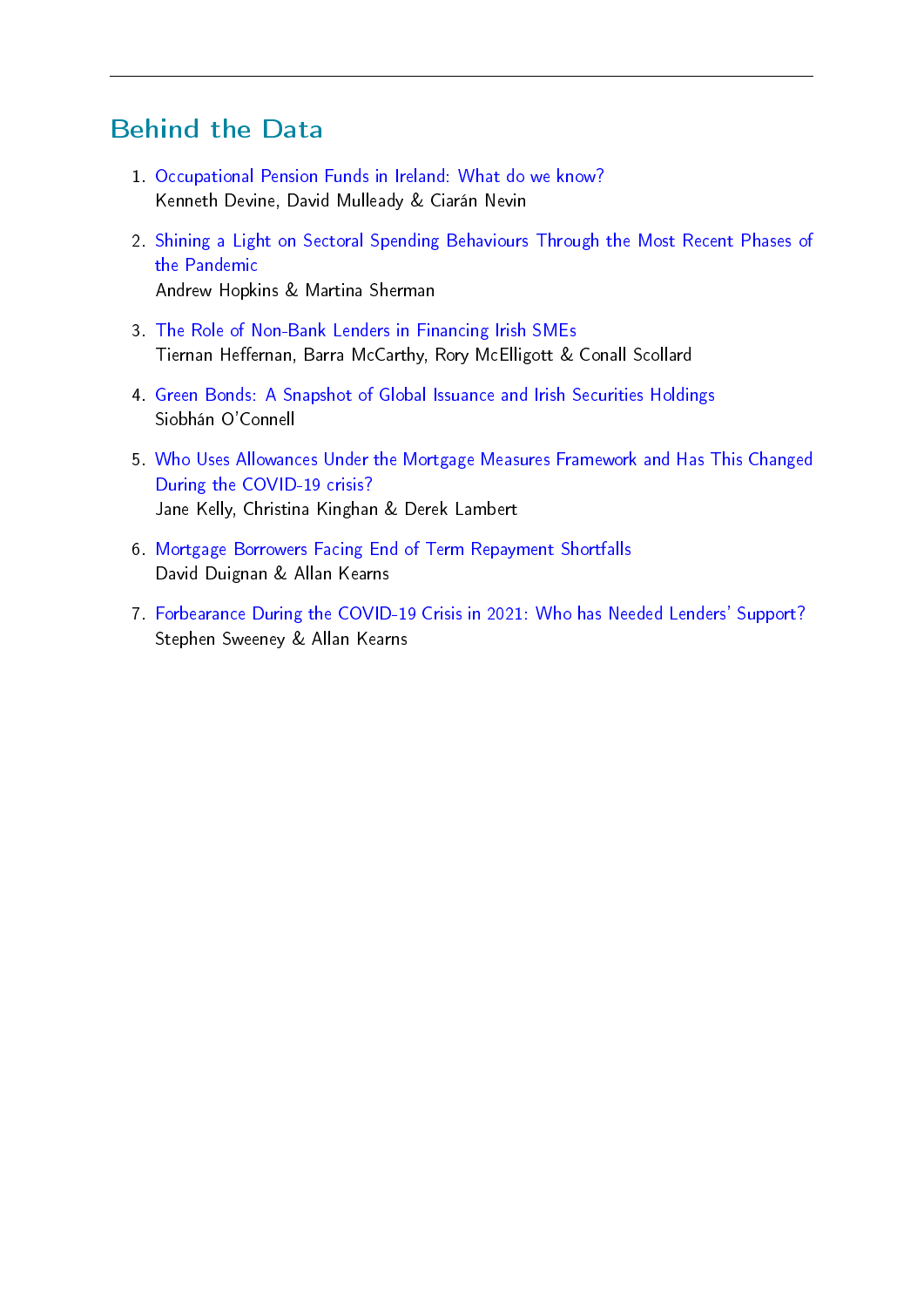## Behind the Data

1. Occupational Pension Funds in Ireland: What do we know?
   Kenneth Devine, David Mulleady & Ciarán Nevin

2. Shining a Light on Sectoral Spending Behaviours Through the Most Recent Phases of the Pandemic
   Andrew Hopkins & Martina Sherman

3. The Role of Non-Bank Lenders in Financing Irish SMEs
   Tiernan Heffernan, Barra McCarthy, Rory McElligott & Conall Scollard

4. Green Bonds: A Snapshot of Global Issuance and Irish Securities Holdings
   Siobhán O'Connell

5. Who Uses Allowances Under the Mortgage Measures Framework and Has This Changed During the COVID-19 crisis?
   Jane Kelly, Christina Kinghan & Derek Lambert

6. Mortgage Borrowers Facing End of Term Repayment Shortfalls
   David Duignan & Allan Kearns

7. Forbearance During the COVID-19 Crisis in 2021: Who has Needed Lenders' Support?
   Stephen Sweeney & Allan Kearns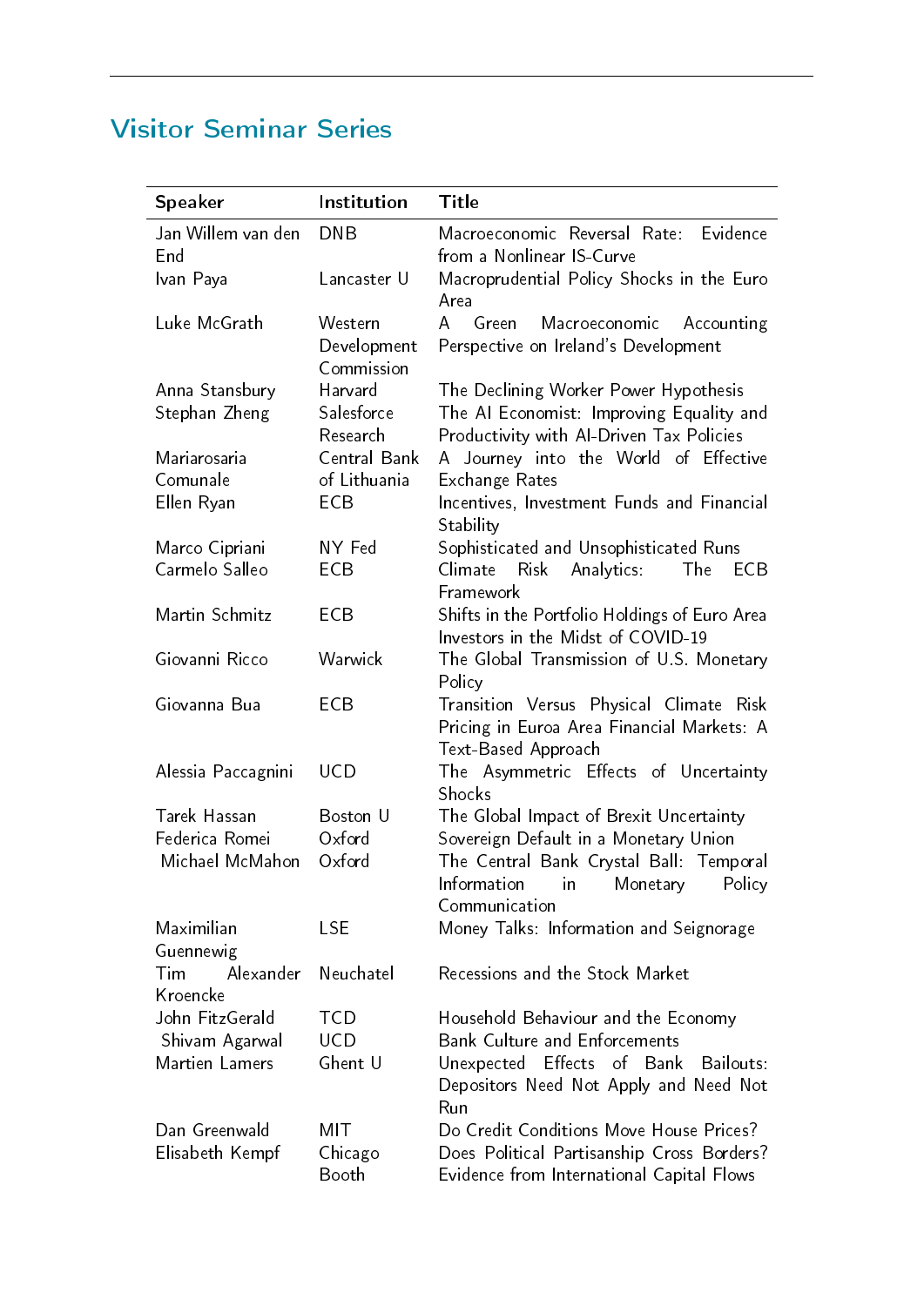## Visitor Seminar Series

| Speaker | Institution | Title |
|---|---|---|
| Jan Willem van den End | DNB | Macroeconomic Reversal Rate: Evidence from a Nonlinear IS-Curve |
| Ivan Paya | Lancaster U | Macroprudential Policy Shocks in the Euro Area |
| Luke McGrath | Western Development Commission | A Green Macroeconomic Accounting Perspective on Ireland's Development |
| Anna Stansbury | Harvard | The Declining Worker Power Hypothesis |
| Stephan Zheng | Salesforce Research | The AI Economist: Improving Equality and Productivity with AI-Driven Tax Policies |
| Mariarosaria Comunale | Central Bank of Lithuania | A Journey into the World of Effective Exchange Rates |
| Ellen Ryan | ECB | Incentives, Investment Funds and Financial Stability |
| Marco Cipriani | NY Fed | Sophisticated and Unsophisticated Runs |
| Carmelo Salleo | ECB | Climate Risk Analytics: The ECB Framework |
| Martin Schmitz | ECB | Shifts in the Portfolio Holdings of Euro Area Investors in the Midst of COVID-19 |
| Giovanni Ricco | Warwick | The Global Transmission of U.S. Monetary Policy |
| Giovanna Bua | ECB | Transition Versus Physical Climate Risk Pricing in Euroa Area Financial Markets: A Text-Based Approach |
| Alessia Paccagnini | UCD | The Asymmetric Effects of Uncertainty Shocks |
| Tarek Hassan | Boston U | The Global Impact of Brexit Uncertainty |
| Federica Romei | Oxford | Sovereign Default in a Monetary Union |
| Michael McMahon | Oxford | The Central Bank Crystal Ball: Temporal Information in Monetary Policy Communication |
| Maximilian Guennewig | LSE | Money Talks: Information and Seignorage |
| Tim Alexander Kroencke | Neuchatel | Recessions and the Stock Market |
| John FitzGerald | TCD | Household Behaviour and the Economy |
| Shivam Agarwal | UCD | Bank Culture and Enforcements |
| Martien Lamers | Ghent U | Unexpected Effects of Bank Bailouts: Depositors Need Not Apply and Need Not Run |
| Dan Greenwald | MIT | Do Credit Conditions Move House Prices? |
| Elisabeth Kempf | Chicago Booth | Does Political Partisanship Cross Borders? Evidence from International Capital Flows |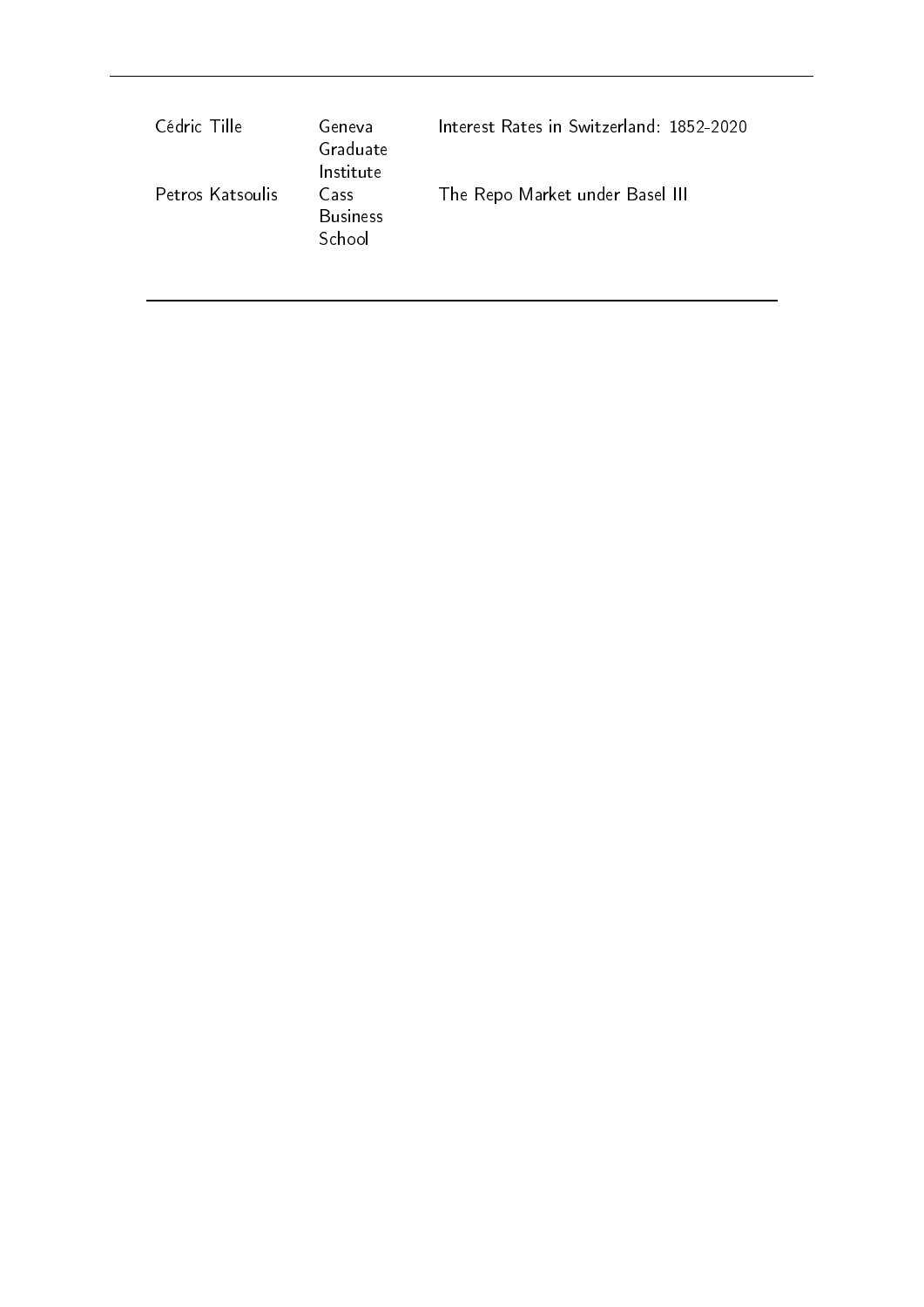| | | |
|---|---|---|
| Cédric Tille | Geneva Graduate Institute | Interest Rates in Switzerland: 1852-2020 |
| Petros Katsoulis | Cass Business School | The Repo Market under Basel III |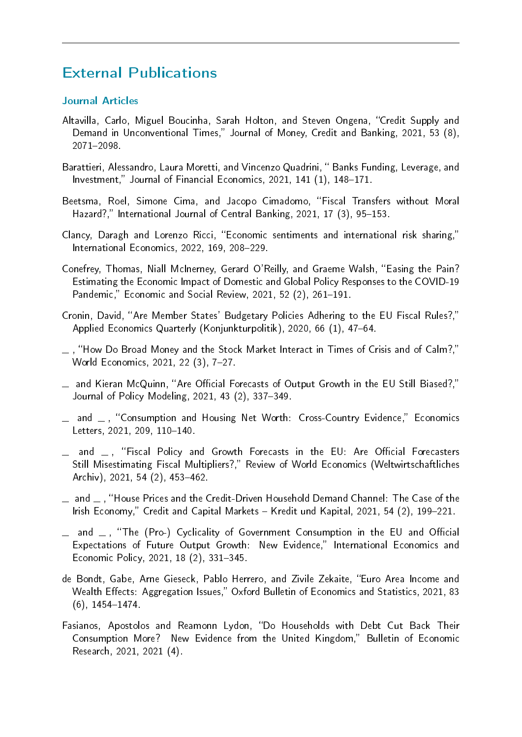## External Publications

### Journal Articles

Altavilla, Carlo, Miguel Boucinha, Sarah Holton, and Steven Ongena, "Credit Supply and Demand in Unconventional Times," Journal of Money, Credit and Banking, 2021, 53 (8), 2071–2098.

Barattieri, Alessandro, Laura Moretti, and Vincenzo Quadrini, " Banks Funding, Leverage, and Investment," Journal of Financial Economics, 2021, 141 (1), 148–171.

Beetsma, Roel, Simone Cima, and Jacopo Cimadomo, "Fiscal Transfers without Moral Hazard?," International Journal of Central Banking, 2021, 17 (3), 95–153.

Clancy, Daragh and Lorenzo Ricci, "Economic sentiments and international risk sharing," International Economics, 2022, 169, 208–229.

Conefrey, Thomas, Niall McInerney, Gerard O'Reilly, and Graeme Walsh, "Easing the Pain? Estimating the Economic Impact of Domestic and Global Policy Responses to the COVID-19 Pandemic," Economic and Social Review, 2021, 52 (2), 261–191.

Cronin, David, "Are Member States' Budgetary Policies Adhering to the EU Fiscal Rules?," Applied Economics Quarterly (Konjunkturpolitik), 2020, 66 (1), 47–64.

_ , "How Do Broad Money and the Stock Market Interact in Times of Crisis and of Calm?," World Economics, 2021, 22 (3), 7–27.

_ and Kieran McQuinn, "Are Official Forecasts of Output Growth in the EU Still Biased?," Journal of Policy Modeling, 2021, 43 (2), 337–349.

_ and _ , "Consumption and Housing Net Worth: Cross-Country Evidence," Economics Letters, 2021, 209, 110–140.

_ and _ , "Fiscal Policy and Growth Forecasts in the EU: Are Official Forecasters Still Misestimating Fiscal Multipliers?," Review of World Economics (Weltwirtschaftliches Archiv), 2021, 54 (2), 453–462.

_ and _ , "House Prices and the Credit-Driven Household Demand Channel: The Case of the Irish Economy," Credit and Capital Markets – Kredit und Kapital, 2021, 54 (2), 199–221.

_ and _ , "The (Pro-) Cyclicality of Government Consumption in the EU and Official Expectations of Future Output Growth: New Evidence," International Economics and Economic Policy, 2021, 18 (2), 331–345.

de Bondt, Gabe, Arne Gieseck, Pablo Herrero, and Zivile Zekaite, "Euro Area Income and Wealth Effects: Aggregation Issues," Oxford Bulletin of Economics and Statistics, 2021, 83 (6), 1454–1474.

Fasianos, Apostolos and Reamonn Lydon, "Do Households with Debt Cut Back Their Consumption More? New Evidence from the United Kingdom," Bulletin of Economic Research, 2021, 2021 (4).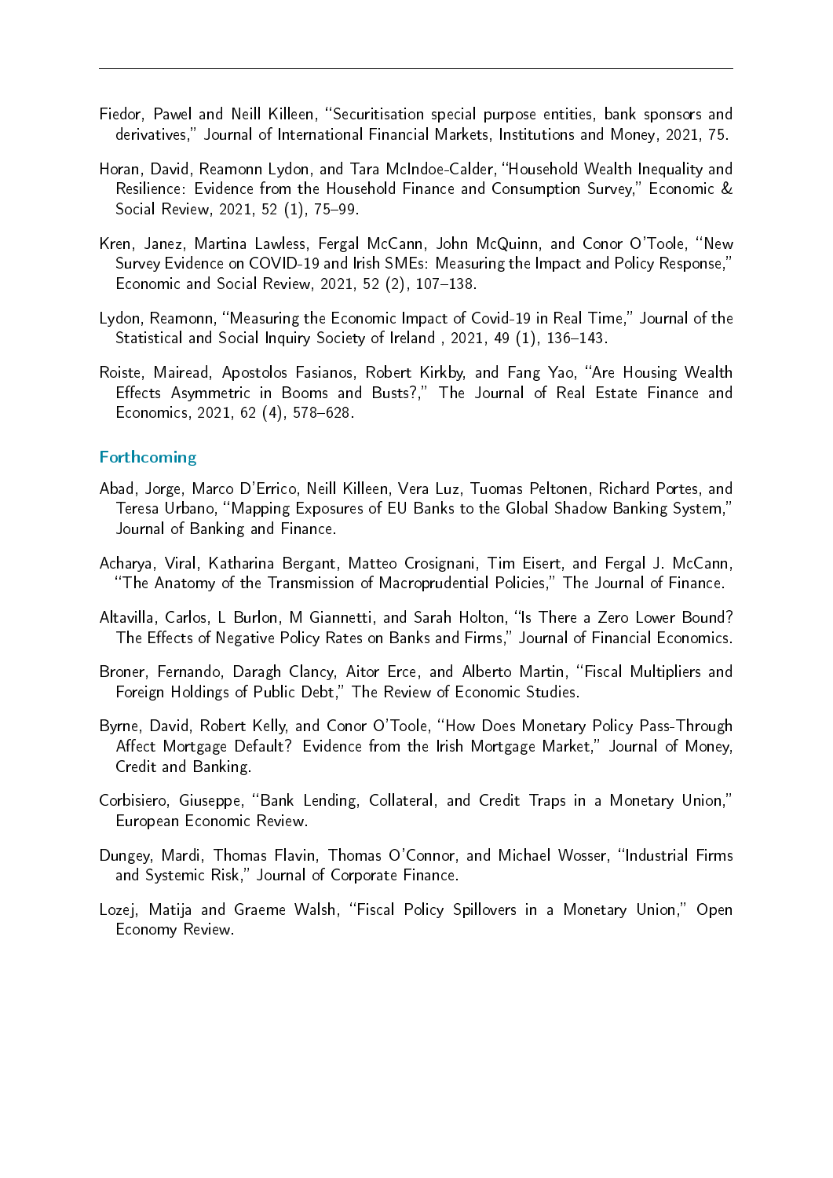Fiedor, Pawel and Neill Killeen, "Securitisation special purpose entities, bank sponsors and derivatives," Journal of International Financial Markets, Institutions and Money, 2021, 75.

Horan, David, Reamonn Lydon, and Tara McIndoe-Calder, "Household Wealth Inequality and Resilience: Evidence from the Household Finance and Consumption Survey," Economic & Social Review, 2021, 52 (1), 75–99.

Kren, Janez, Martina Lawless, Fergal McCann, John McQuinn, and Conor O'Toole, "New Survey Evidence on COVID-19 and Irish SMEs: Measuring the Impact and Policy Response," Economic and Social Review, 2021, 52 (2), 107–138.

Lydon, Reamonn, "Measuring the Economic Impact of Covid-19 in Real Time," Journal of the Statistical and Social Inquiry Society of Ireland , 2021, 49 (1), 136–143.

Roiste, Mairead, Apostolos Fasianos, Robert Kirkby, and Fang Yao, "Are Housing Wealth Effects Asymmetric in Booms and Busts?," The Journal of Real Estate Finance and Economics, 2021, 62 (4), 578–628.

## Forthcoming

Abad, Jorge, Marco D'Errico, Neill Killeen, Vera Luz, Tuomas Peltonen, Richard Portes, and Teresa Urbano, "Mapping Exposures of EU Banks to the Global Shadow Banking System," Journal of Banking and Finance.

Acharya, Viral, Katharina Bergant, Matteo Crosignani, Tim Eisert, and Fergal J. McCann, "The Anatomy of the Transmission of Macroprudential Policies," The Journal of Finance.

Altavilla, Carlos, L Burlon, M Giannetti, and Sarah Holton, "Is There a Zero Lower Bound? The Effects of Negative Policy Rates on Banks and Firms," Journal of Financial Economics.

Broner, Fernando, Daragh Clancy, Aitor Erce, and Alberto Martin, "Fiscal Multipliers and Foreign Holdings of Public Debt," The Review of Economic Studies.

Byrne, David, Robert Kelly, and Conor O'Toole, "How Does Monetary Policy Pass-Through Affect Mortgage Default? Evidence from the Irish Mortgage Market," Journal of Money, Credit and Banking.

Corbisiero, Giuseppe, "Bank Lending, Collateral, and Credit Traps in a Monetary Union," European Economic Review.

Dungey, Mardi, Thomas Flavin, Thomas O'Connor, and Michael Wosser, "Industrial Firms and Systemic Risk," Journal of Corporate Finance.

Lozej, Matija and Graeme Walsh, "Fiscal Policy Spillovers in a Monetary Union," Open Economy Review.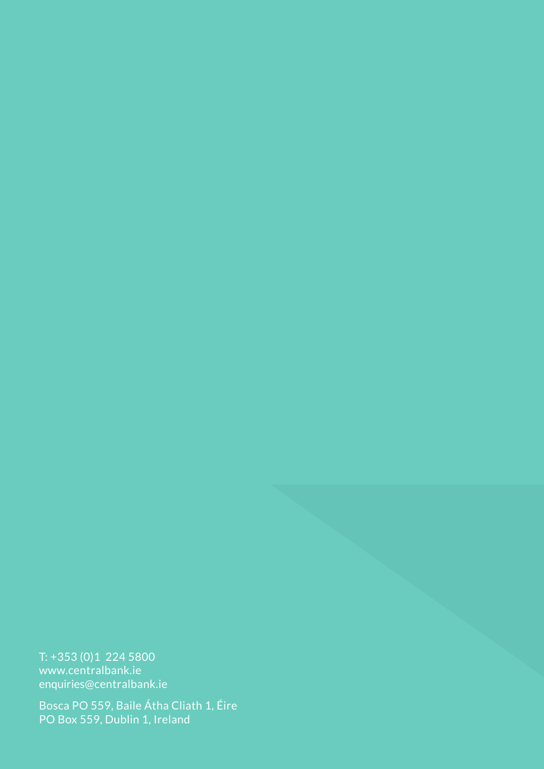T: +353 (0)1 224 5800
www.centralbank.ie
enquiries@centralbank.ie

Bosca PO 559, Baile Átha Cliath 1, Éire
PO Box 559, Dublin 1, Ireland